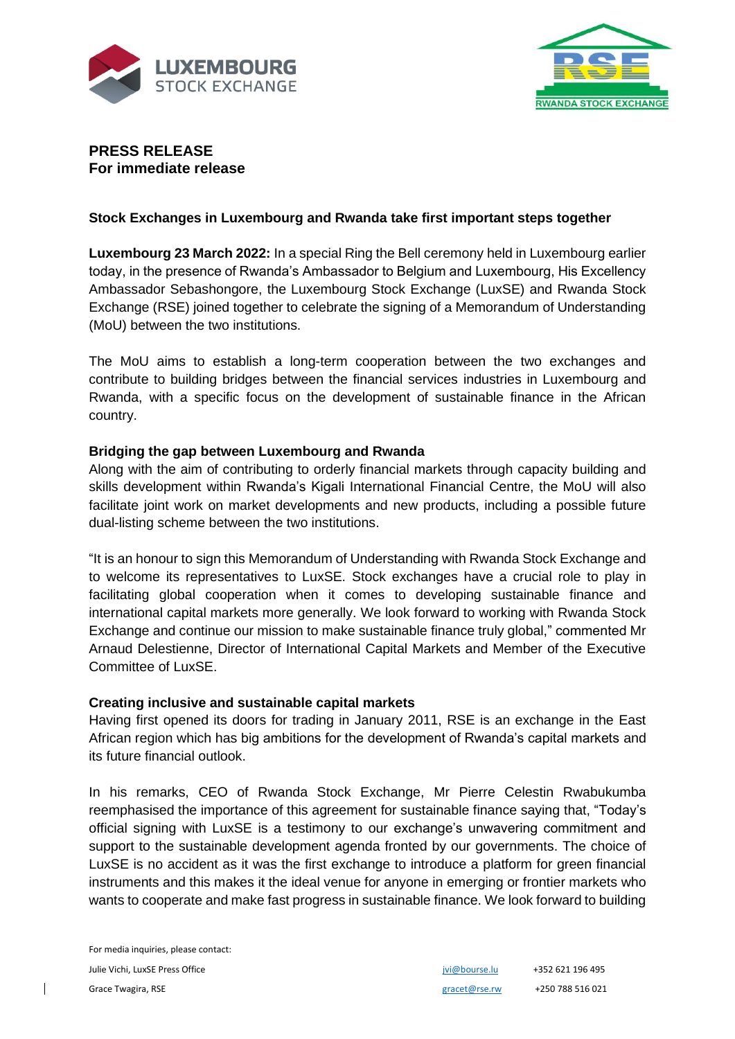**PRESS RELEASE**
**For immediate release**

**Stock Exchanges in Luxembourg and Rwanda take first important steps together**

**Luxembourg 23 March 2022:** In a special Ring the Bell ceremony held in Luxembourg earlier today, in the presence of Rwanda's Ambassador to Belgium and Luxembourg, His Excellency Ambassador Sebashongore, the Luxembourg Stock Exchange (LuxSE) and Rwanda Stock Exchange (RSE) joined together to celebrate the signing of a Memorandum of Understanding (MoU) between the two institutions.

The MoU aims to establish a long-term cooperation between the two exchanges and contribute to building bridges between the financial services industries in Luxembourg and Rwanda, with a specific focus on the development of sustainable finance in the African country.

**Bridging the gap between Luxembourg and Rwanda**

Along with the aim of contributing to orderly financial markets through capacity building and skills development within Rwanda's Kigali International Financial Centre, the MoU will also facilitate joint work on market developments and new products, including a possible future dual-listing scheme between the two institutions.

"It is an honour to sign this Memorandum of Understanding with Rwanda Stock Exchange and to welcome its representatives to LuxSE. Stock exchanges have a crucial role to play in facilitating global cooperation when it comes to developing sustainable finance and international capital markets more generally. We look forward to working with Rwanda Stock Exchange and continue our mission to make sustainable finance truly global," commented Mr Arnaud Delestienne, Director of International Capital Markets and Member of the Executive Committee of LuxSE.

**Creating inclusive and sustainable capital markets**

Having first opened its doors for trading in January 2011, RSE is an exchange in the East African region which has big ambitions for the development of Rwanda's capital markets and its future financial outlook.

In his remarks, CEO of Rwanda Stock Exchange, Mr Pierre Celestin Rwabukumba reemphasised the importance of this agreement for sustainable finance saying that, "Today's official signing with LuxSE is a testimony to our exchange's unwavering commitment and support to the sustainable development agenda fronted by our governments. The choice of LuxSE is no accident as it was the first exchange to introduce a platform for green financial instruments and this makes it the ideal venue for anyone in emerging or frontier markets who wants to cooperate and make fast progress in sustainable finance. We look forward to building

For media inquiries, please contact:

| | | |
|---|---|---|
| Julie Vichi, LuxSE Press Office | jvi@bourse.lu | +352 621 196 495 |
| Grace Twagira, RSE | gracet@rse.rw | +250 788 516 021 |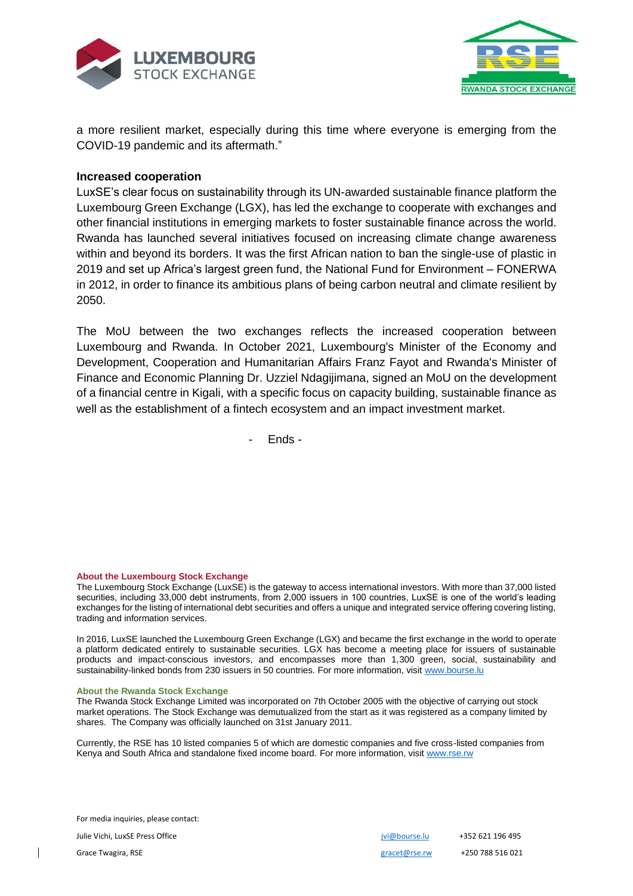a more resilient market, especially during this time where everyone is emerging from the COVID-19 pandemic and its aftermath."

**Increased cooperation**

LuxSE's clear focus on sustainability through its UN-awarded sustainable finance platform the Luxembourg Green Exchange (LGX), has led the exchange to cooperate with exchanges and other financial institutions in emerging markets to foster sustainable finance across the world. Rwanda has launched several initiatives focused on increasing climate change awareness within and beyond its borders. It was the first African nation to ban the single-use of plastic in 2019 and set up Africa's largest green fund, the National Fund for Environment – FONERWA in 2012, in order to finance its ambitious plans of being carbon neutral and climate resilient by 2050.

The MoU between the two exchanges reflects the increased cooperation between Luxembourg and Rwanda. In October 2021, Luxembourg's Minister of the Economy and Development, Cooperation and Humanitarian Affairs Franz Fayot and Rwanda's Minister of Finance and Economic Planning Dr. Uzziel Ndagijimana, signed an MoU on the development of a financial centre in Kigali, with a specific focus on capacity building, sustainable finance as well as the establishment of a fintech ecosystem and an impact investment market.

- Ends -

**About the Luxembourg Stock Exchange**

The Luxembourg Stock Exchange (LuxSE) is the gateway to access international investors. With more than 37,000 listed securities, including 33,000 debt instruments, from 2,000 issuers in 100 countries, LuxSE is one of the world's leading exchanges for the listing of international debt securities and offers a unique and integrated service offering covering listing, trading and information services.

In 2016, LuxSE launched the Luxembourg Green Exchange (LGX) and became the first exchange in the world to operate a platform dedicated entirely to sustainable securities. LGX has become a meeting place for issuers of sustainable products and impact-conscious investors, and encompasses more than 1,300 green, social, sustainability and sustainability-linked bonds from 230 issuers in 50 countries. For more information, visit www.bourse.lu

**About the Rwanda Stock Exchange**

The Rwanda Stock Exchange Limited was incorporated on 7th October 2005 with the objective of carrying out stock market operations. The Stock Exchange was demutualized from the start as it was registered as a company limited by shares. The Company was officially launched on 31st January 2011.

Currently, the RSE has 10 listed companies 5 of which are domestic companies and five cross-listed companies from Kenya and South Africa and standalone fixed income board. For more information, visit www.rse.rw

For media inquiries, please contact:

| | | |
|---|---|---|
| Julie Vichi, LuxSE Press Office | jvi@bourse.lu | +352 621 196 495 |
| Grace Twagira, RSE | gracet@rse.rw | +250 788 516 021 |